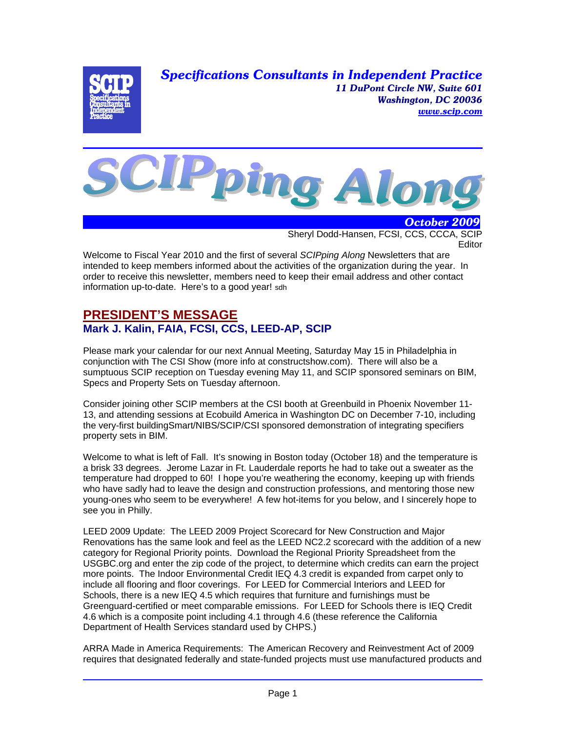**Specifications Consultants in Independent Practice**
*11 DuPont Circle NW, Suite 601*
*Washington, DC 20036*
*www.scip.com*

# SCIPping Along

***October 2009***

Sheryl Dodd-Hansen, FCSI, CCS, CCCA, SCIP
Editor

Welcome to Fiscal Year 2010 and the first of several *SCIPping Along* Newsletters that are intended to keep members informed about the activities of the organization during the year. In order to receive this newsletter, members need to keep their email address and other contact information up-to-date. Here's to a good year! sdh

## PRESIDENT'S MESSAGE

### Mark J. Kalin, FAIA, FCSI, CCS, LEED-AP, SCIP

Please mark your calendar for our next Annual Meeting, Saturday May 15 in Philadelphia in conjunction with The CSI Show (more info at constructshow.com). There will also be a sumptuous SCIP reception on Tuesday evening May 11, and SCIP sponsored seminars on BIM, Specs and Property Sets on Tuesday afternoon.

Consider joining other SCIP members at the CSI booth at Greenbuild in Phoenix November 11-13, and attending sessions at Ecobuild America in Washington DC on December 7-10, including the very-first buildingSmart/NIBS/SCIP/CSI sponsored demonstration of integrating specifiers property sets in BIM.

Welcome to what is left of Fall. It's snowing in Boston today (October 18) and the temperature is a brisk 33 degrees. Jerome Lazar in Ft. Lauderdale reports he had to take out a sweater as the temperature had dropped to 60! I hope you're weathering the economy, keeping up with friends who have sadly had to leave the design and construction professions, and mentoring those new young-ones who seem to be everywhere! A few hot-items for you below, and I sincerely hope to see you in Philly.

LEED 2009 Update: The LEED 2009 Project Scorecard for New Construction and Major Renovations has the same look and feel as the LEED NC2.2 scorecard with the addition of a new category for Regional Priority points. Download the Regional Priority Spreadsheet from the USGBC.org and enter the zip code of the project, to determine which credits can earn the project more points. The Indoor Environmental Credit IEQ 4.3 credit is expanded from carpet only to include all flooring and floor coverings. For LEED for Commercial Interiors and LEED for Schools, there is a new IEQ 4.5 which requires that furniture and furnishings must be Greenguard-certified or meet comparable emissions. For LEED for Schools there is IEQ Credit 4.6 which is a composite point including 4.1 through 4.6 (these reference the California Department of Health Services standard used by CHPS.)

ARRA Made in America Requirements: The American Recovery and Reinvestment Act of 2009 requires that designated federally and state-funded projects must use manufactured products and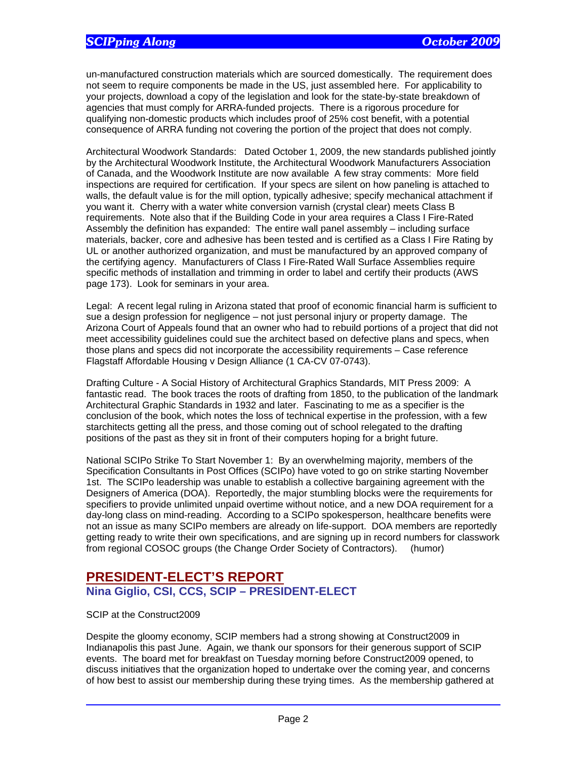un-manufactured construction materials which are sourced domestically. The requirement does not seem to require components be made in the US, just assembled here. For applicability to your projects, download a copy of the legislation and look for the state-by-state breakdown of agencies that must comply for ARRA-funded projects. There is a rigorous procedure for qualifying non-domestic products which includes proof of 25% cost benefit, with a potential consequence of ARRA funding not covering the portion of the project that does not comply.

Architectural Woodwork Standards: Dated October 1, 2009, the new standards published jointly by the Architectural Woodwork Institute, the Architectural Woodwork Manufacturers Association of Canada, and the Woodwork Institute are now available A few stray comments: More field inspections are required for certification. If your specs are silent on how paneling is attached to walls, the default value is for the mill option, typically adhesive; specify mechanical attachment if you want it. Cherry with a water white conversion varnish (crystal clear) meets Class B requirements. Note also that if the Building Code in your area requires a Class I Fire-Rated Assembly the definition has expanded: The entire wall panel assembly – including surface materials, backer, core and adhesive has been tested and is certified as a Class I Fire Rating by UL or another authorized organization, and must be manufactured by an approved company of the certifying agency. Manufacturers of Class I Fire-Rated Wall Surface Assemblies require specific methods of installation and trimming in order to label and certify their products (AWS page 173). Look for seminars in your area.

Legal: A recent legal ruling in Arizona stated that proof of economic financial harm is sufficient to sue a design profession for negligence – not just personal injury or property damage. The Arizona Court of Appeals found that an owner who had to rebuild portions of a project that did not meet accessibility guidelines could sue the architect based on defective plans and specs, when those plans and specs did not incorporate the accessibility requirements – Case reference Flagstaff Affordable Housing v Design Alliance (1 CA-CV 07-0743).

Drafting Culture - A Social History of Architectural Graphics Standards, MIT Press 2009: A fantastic read. The book traces the roots of drafting from 1850, to the publication of the landmark Architectural Graphic Standards in 1932 and later. Fascinating to me as a specifier is the conclusion of the book, which notes the loss of technical expertise in the profession, with a few starchitects getting all the press, and those coming out of school relegated to the drafting positions of the past as they sit in front of their computers hoping for a bright future.

National SCIPo Strike To Start November 1: By an overwhelming majority, members of the Specification Consultants in Post Offices (SCIPo) have voted to go on strike starting November 1st. The SCIPo leadership was unable to establish a collective bargaining agreement with the Designers of America (DOA). Reportedly, the major stumbling blocks were the requirements for specifiers to provide unlimited unpaid overtime without notice, and a new DOA requirement for a day-long class on mind-reading. According to a SCIPo spokesperson, healthcare benefits were not an issue as many SCIPo members are already on life-support. DOA members are reportedly getting ready to write their own specifications, and are signing up in record numbers for classwork from regional COSOC groups (the Change Order Society of Contractors). (humor)

## PRESIDENT-ELECT'S REPORT

### Nina Giglio, CSI, CCS, SCIP – PRESIDENT-ELECT

SCIP at the Construct2009

Despite the gloomy economy, SCIP members had a strong showing at Construct2009 in Indianapolis this past June. Again, we thank our sponsors for their generous support of SCIP events. The board met for breakfast on Tuesday morning before Construct2009 opened, to discuss initiatives that the organization hoped to undertake over the coming year, and concerns of how best to assist our membership during these trying times. As the membership gathered at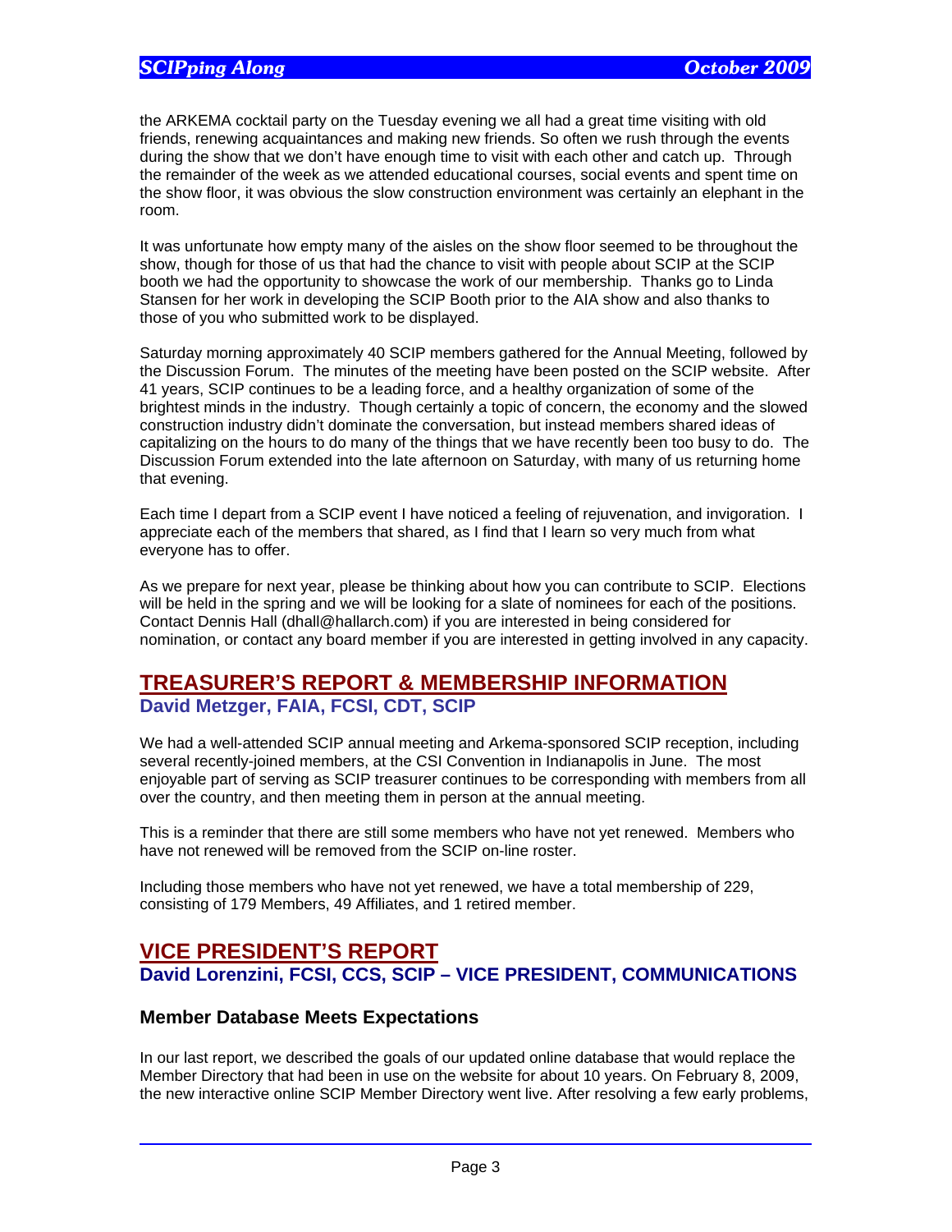the ARKEMA cocktail party on the Tuesday evening we all had a great time visiting with old friends, renewing acquaintances and making new friends. So often we rush through the events during the show that we don't have enough time to visit with each other and catch up. Through the remainder of the week as we attended educational courses, social events and spent time on the show floor, it was obvious the slow construction environment was certainly an elephant in the room.

It was unfortunate how empty many of the aisles on the show floor seemed to be throughout the show, though for those of us that had the chance to visit with people about SCIP at the SCIP booth we had the opportunity to showcase the work of our membership. Thanks go to Linda Stansen for her work in developing the SCIP Booth prior to the AIA show and also thanks to those of you who submitted work to be displayed.

Saturday morning approximately 40 SCIP members gathered for the Annual Meeting, followed by the Discussion Forum. The minutes of the meeting have been posted on the SCIP website. After 41 years, SCIP continues to be a leading force, and a healthy organization of some of the brightest minds in the industry. Though certainly a topic of concern, the economy and the slowed construction industry didn't dominate the conversation, but instead members shared ideas of capitalizing on the hours to do many of the things that we have recently been too busy to do. The Discussion Forum extended into the late afternoon on Saturday, with many of us returning home that evening.

Each time I depart from a SCIP event I have noticed a feeling of rejuvenation, and invigoration. I appreciate each of the members that shared, as I find that I learn so very much from what everyone has to offer.

As we prepare for next year, please be thinking about how you can contribute to SCIP. Elections will be held in the spring and we will be looking for a slate of nominees for each of the positions. Contact Dennis Hall (dhall@hallarch.com) if you are interested in being considered for nomination, or contact any board member if you are interested in getting involved in any capacity.

## TREASURER'S REPORT & MEMBERSHIP INFORMATION

**David Metzger, FAIA, FCSI, CDT, SCIP**

We had a well-attended SCIP annual meeting and Arkema-sponsored SCIP reception, including several recently-joined members, at the CSI Convention in Indianapolis in June. The most enjoyable part of serving as SCIP treasurer continues to be corresponding with members from all over the country, and then meeting them in person at the annual meeting.

This is a reminder that there are still some members who have not yet renewed. Members who have not renewed will be removed from the SCIP on-line roster.

Including those members who have not yet renewed, we have a total membership of 229, consisting of 179 Members, 49 Affiliates, and 1 retired member.

## VICE PRESIDENT'S REPORT

**David Lorenzini, FCSI, CCS, SCIP – VICE PRESIDENT, COMMUNICATIONS**

### Member Database Meets Expectations

In our last report, we described the goals of our updated online database that would replace the Member Directory that had been in use on the website for about 10 years. On February 8, 2009, the new interactive online SCIP Member Directory went live. After resolving a few early problems,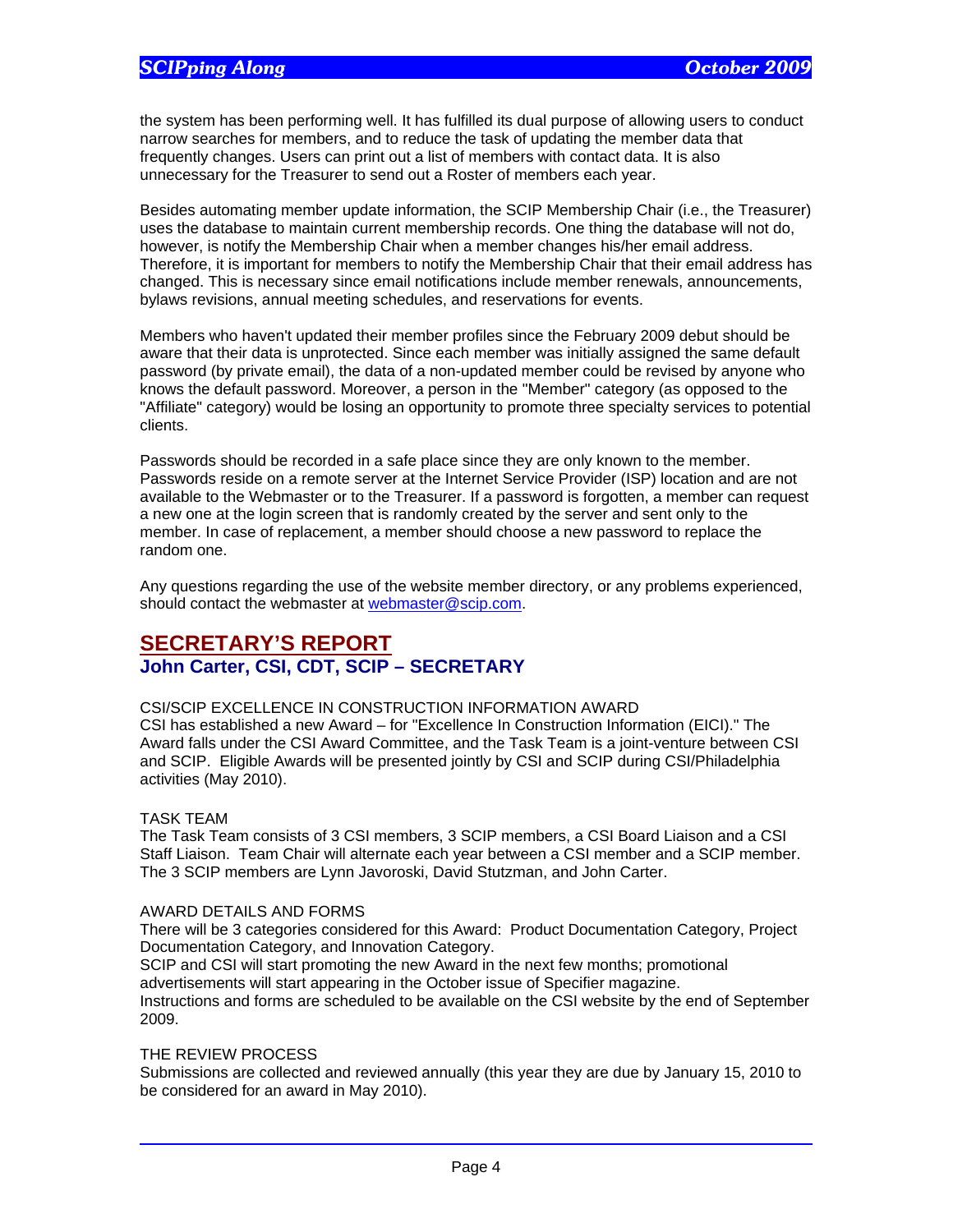the system has been performing well. It has fulfilled its dual purpose of allowing users to conduct narrow searches for members, and to reduce the task of updating the member data that frequently changes. Users can print out a list of members with contact data. It is also unnecessary for the Treasurer to send out a Roster of members each year.

Besides automating member update information, the SCIP Membership Chair (i.e., the Treasurer) uses the database to maintain current membership records. One thing the database will not do, however, is notify the Membership Chair when a member changes his/her email address. Therefore, it is important for members to notify the Membership Chair that their email address has changed. This is necessary since email notifications include member renewals, announcements, bylaws revisions, annual meeting schedules, and reservations for events.

Members who haven't updated their member profiles since the February 2009 debut should be aware that their data is unprotected. Since each member was initially assigned the same default password (by private email), the data of a non-updated member could be revised by anyone who knows the default password. Moreover, a person in the "Member" category (as opposed to the "Affiliate" category) would be losing an opportunity to promote three specialty services to potential clients.

Passwords should be recorded in a safe place since they are only known to the member. Passwords reside on a remote server at the Internet Service Provider (ISP) location and are not available to the Webmaster or to the Treasurer. If a password is forgotten, a member can request a new one at the login screen that is randomly created by the server and sent only to the member. In case of replacement, a member should choose a new password to replace the random one.

Any questions regarding the use of the website member directory, or any problems experienced, should contact the webmaster at webmaster@scip.com.

## SECRETARY'S REPORT

### John Carter, CSI, CDT, SCIP – SECRETARY

CSI/SCIP EXCELLENCE IN CONSTRUCTION INFORMATION AWARD
CSI has established a new Award – for "Excellence In Construction Information (EICI)." The Award falls under the CSI Award Committee, and the Task Team is a joint-venture between CSI and SCIP. Eligible Awards will be presented jointly by CSI and SCIP during CSI/Philadelphia activities (May 2010).

TASK TEAM
The Task Team consists of 3 CSI members, 3 SCIP members, a CSI Board Liaison and a CSI Staff Liaison. Team Chair will alternate each year between a CSI member and a SCIP member. The 3 SCIP members are Lynn Javoroski, David Stutzman, and John Carter.

AWARD DETAILS AND FORMS
There will be 3 categories considered for this Award: Product Documentation Category, Project Documentation Category, and Innovation Category.
SCIP and CSI will start promoting the new Award in the next few months; promotional advertisements will start appearing in the October issue of Specifier magazine.
Instructions and forms are scheduled to be available on the CSI website by the end of September 2009.

THE REVIEW PROCESS
Submissions are collected and reviewed annually (this year they are due by January 15, 2010 to be considered for an award in May 2010).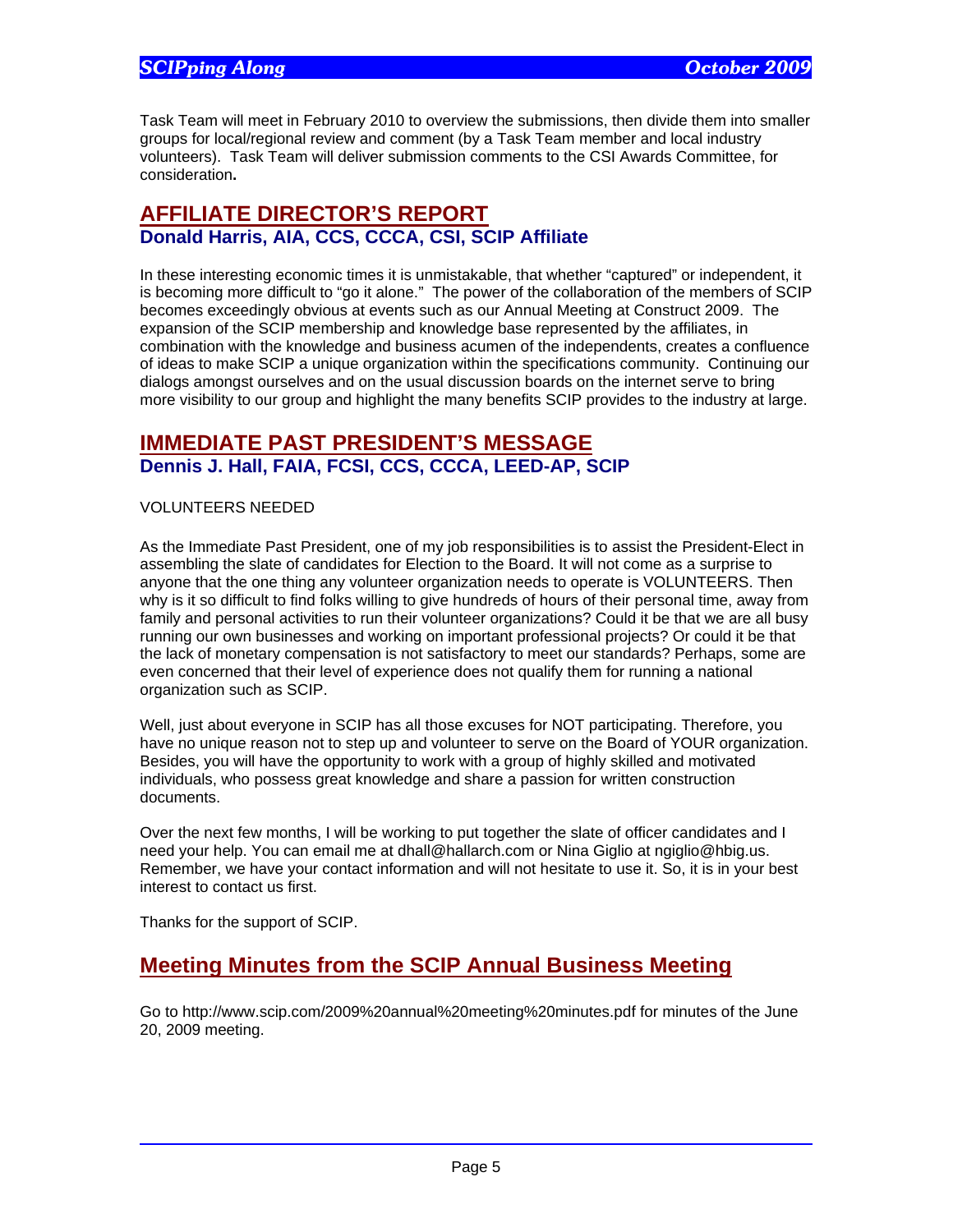Task Team will meet in February 2010 to overview the submissions, then divide them into smaller groups for local/regional review and comment (by a Task Team member and local industry volunteers). Task Team will deliver submission comments to the CSI Awards Committee, for consideration**.**

## AFFILIATE DIRECTOR'S REPORT

### Donald Harris, AIA, CCS, CCCA, CSI, SCIP Affiliate

In these interesting economic times it is unmistakable, that whether "captured" or independent, it is becoming more difficult to "go it alone." The power of the collaboration of the members of SCIP becomes exceedingly obvious at events such as our Annual Meeting at Construct 2009. The expansion of the SCIP membership and knowledge base represented by the affiliates, in combination with the knowledge and business acumen of the independents, creates a confluence of ideas to make SCIP a unique organization within the specifications community. Continuing our dialogs amongst ourselves and on the usual discussion boards on the internet serve to bring more visibility to our group and highlight the many benefits SCIP provides to the industry at large.

## IMMEDIATE PAST PRESIDENT'S MESSAGE

### Dennis J. Hall, FAIA, FCSI, CCS, CCCA, LEED-AP, SCIP

VOLUNTEERS NEEDED

As the Immediate Past President, one of my job responsibilities is to assist the President-Elect in assembling the slate of candidates for Election to the Board. It will not come as a surprise to anyone that the one thing any volunteer organization needs to operate is VOLUNTEERS. Then why is it so difficult to find folks willing to give hundreds of hours of their personal time, away from family and personal activities to run their volunteer organizations? Could it be that we are all busy running our own businesses and working on important professional projects? Or could it be that the lack of monetary compensation is not satisfactory to meet our standards? Perhaps, some are even concerned that their level of experience does not qualify them for running a national organization such as SCIP.

Well, just about everyone in SCIP has all those excuses for NOT participating. Therefore, you have no unique reason not to step up and volunteer to serve on the Board of YOUR organization. Besides, you will have the opportunity to work with a group of highly skilled and motivated individuals, who possess great knowledge and share a passion for written construction documents.

Over the next few months, I will be working to put together the slate of officer candidates and I need your help. You can email me at dhall@hallarch.com or Nina Giglio at ngiglio@hbig.us. Remember, we have your contact information and will not hesitate to use it. So, it is in your best interest to contact us first.

Thanks for the support of SCIP.

## Meeting Minutes from the SCIP Annual Business Meeting

Go to http://www.scip.com/2009%20annual%20meeting%20minutes.pdf for minutes of the June 20, 2009 meeting.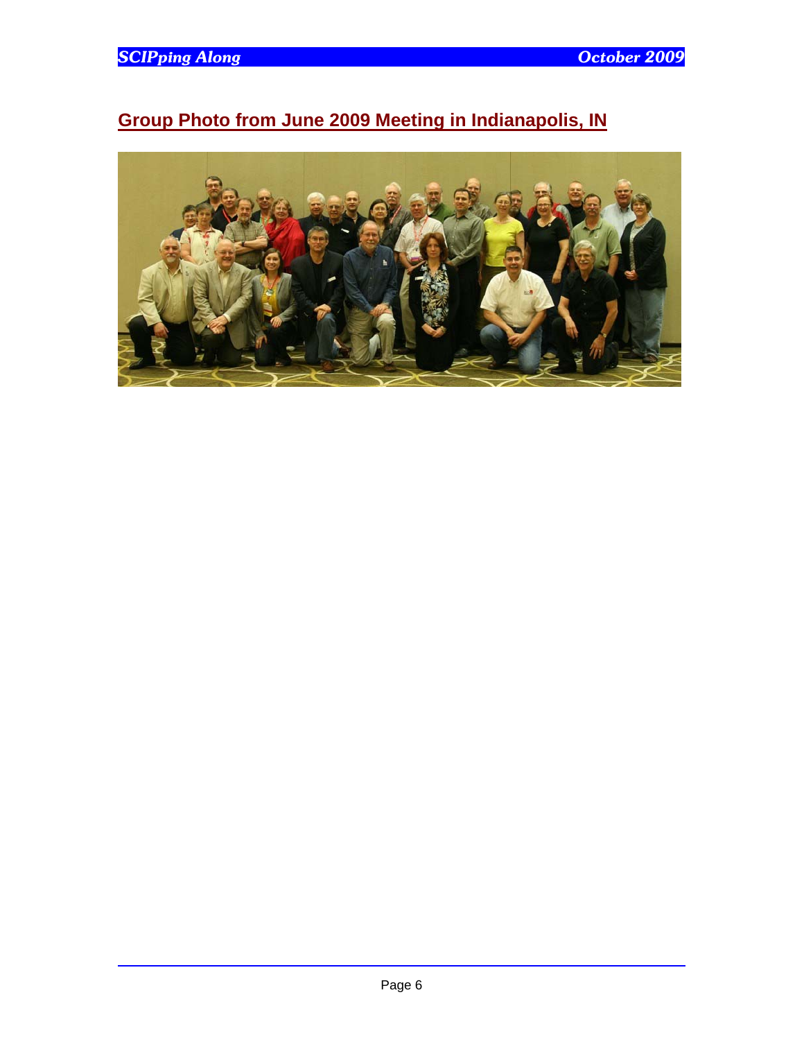## Group Photo from June 2009 Meeting in Indianapolis, IN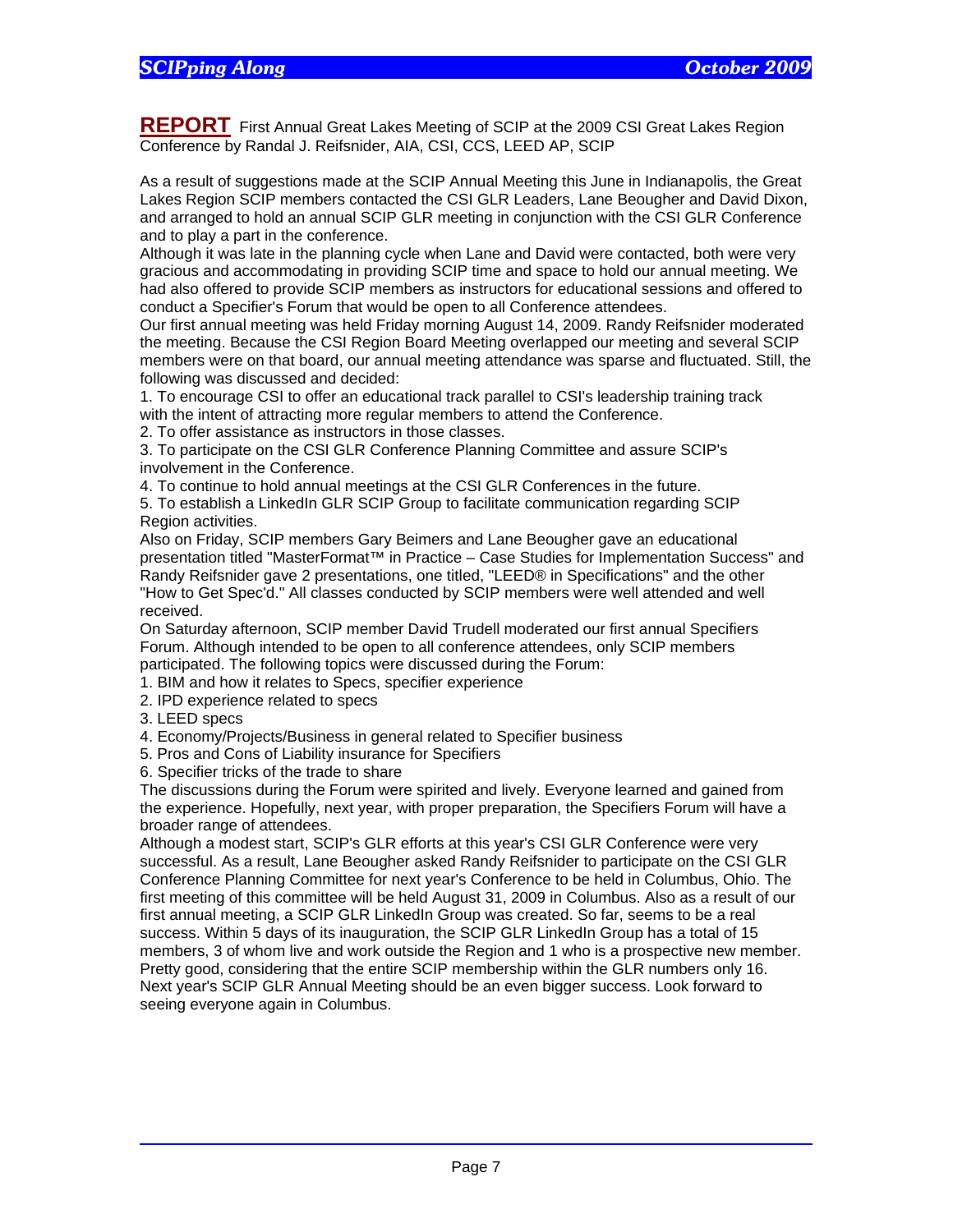**REPORT** First Annual Great Lakes Meeting of SCIP at the 2009 CSI Great Lakes Region Conference by Randal J. Reifsnider, AIA, CSI, CCS, LEED AP, SCIP

As a result of suggestions made at the SCIP Annual Meeting this June in Indianapolis, the Great Lakes Region SCIP members contacted the CSI GLR Leaders, Lane Beougher and David Dixon, and arranged to hold an annual SCIP GLR meeting in conjunction with the CSI GLR Conference and to play a part in the conference.

Although it was late in the planning cycle when Lane and David were contacted, both were very gracious and accommodating in providing SCIP time and space to hold our annual meeting. We had also offered to provide SCIP members as instructors for educational sessions and offered to conduct a Specifier's Forum that would be open to all Conference attendees.

Our first annual meeting was held Friday morning August 14, 2009. Randy Reifsnider moderated the meeting. Because the CSI Region Board Meeting overlapped our meeting and several SCIP members were on that board, our annual meeting attendance was sparse and fluctuated. Still, the following was discussed and decided:

1. To encourage CSI to offer an educational track parallel to CSI's leadership training track with the intent of attracting more regular members to attend the Conference.
2. To offer assistance as instructors in those classes.
3. To participate on the CSI GLR Conference Planning Committee and assure SCIP's involvement in the Conference.
4. To continue to hold annual meetings at the CSI GLR Conferences in the future.
5. To establish a LinkedIn GLR SCIP Group to facilitate communication regarding SCIP Region activities.

Also on Friday, SCIP members Gary Beimers and Lane Beougher gave an educational presentation titled "MasterFormat™ in Practice – Case Studies for Implementation Success" and Randy Reifsnider gave 2 presentations, one titled, "LEED® in Specifications" and the other "How to Get Spec'd." All classes conducted by SCIP members were well attended and well received.

On Saturday afternoon, SCIP member David Trudell moderated our first annual Specifiers Forum. Although intended to be open to all conference attendees, only SCIP members participated. The following topics were discussed during the Forum:

1. BIM and how it relates to Specs, specifier experience
2. IPD experience related to specs
3. LEED specs
4. Economy/Projects/Business in general related to Specifier business
5. Pros and Cons of Liability insurance for Specifiers
6. Specifier tricks of the trade to share

The discussions during the Forum were spirited and lively. Everyone learned and gained from the experience. Hopefully, next year, with proper preparation, the Specifiers Forum will have a broader range of attendees.

Although a modest start, SCIP's GLR efforts at this year's CSI GLR Conference were very successful. As a result, Lane Beougher asked Randy Reifsnider to participate on the CSI GLR Conference Planning Committee for next year's Conference to be held in Columbus, Ohio. The first meeting of this committee will be held August 31, 2009 in Columbus. Also as a result of our first annual meeting, a SCIP GLR LinkedIn Group was created. So far, seems to be a real success. Within 5 days of its inauguration, the SCIP GLR LinkedIn Group has a total of 15 members, 3 of whom live and work outside the Region and 1 who is a prospective new member. Pretty good, considering that the entire SCIP membership within the GLR numbers only 16. Next year's SCIP GLR Annual Meeting should be an even bigger success. Look forward to seeing everyone again in Columbus.